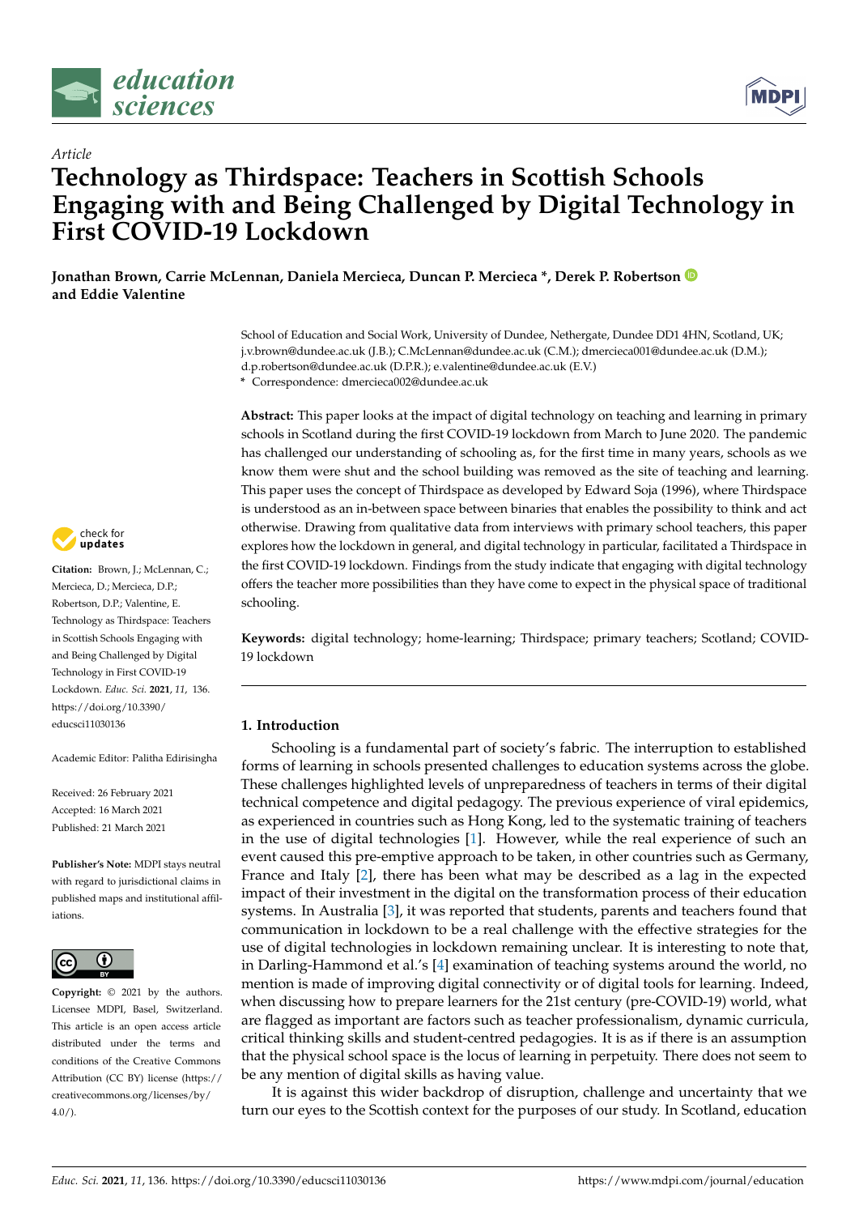*Article*

# Technology as Thirdspace: Teachers in Scottish Schools Engaging with and Being Challenged by Digital Technology in First COVID-19 Lockdown

**Jonathan Brown, Carrie McLennan, Daniela Mercieca, Duncan P. Mercieca \*, Derek P. Robertson and Eddie Valentine**

School of Education and Social Work, University of Dundee, Nethergate, Dundee DD1 4HN, Scotland, UK; j.v.brown@dundee.ac.uk (J.B.); C.McLennan@dundee.ac.uk (C.M.); dmercieca001@dundee.ac.uk (D.M.); d.p.robertson@dundee.ac.uk (D.P.R.); e.valentine@dundee.ac.uk (E.V.)

\* Correspondence: dmercieca002@dundee.ac.uk

**Abstract:** This paper looks at the impact of digital technology on teaching and learning in primary schools in Scotland during the first COVID-19 lockdown from March to June 2020. The pandemic has challenged our understanding of schooling as, for the first time in many years, schools as we know them were shut and the school building was removed as the site of teaching and learning. This paper uses the concept of Thirdspace as developed by Edward Soja (1996), where Thirdspace is understood as an in-between space between binaries that enables the possibility to think and act otherwise. Drawing from qualitative data from interviews with primary school teachers, this paper explores how the lockdown in general, and digital technology in particular, facilitated a Thirdspace in the first COVID-19 lockdown. Findings from the study indicate that engaging with digital technology offers the teacher more possibilities than they have come to expect in the physical space of traditional schooling.

**Keywords:** digital technology; home-learning; Thirdspace; primary teachers; Scotland; COVID-19 lockdown

**Citation:** Brown, J.; McLennan, C.; Mercieca, D.; Mercieca, D.P.; Robertson, D.P.; Valentine, E. Technology as Thirdspace: Teachers in Scottish Schools Engaging with and Being Challenged by Digital Technology in First COVID-19 Lockdown. *Educ. Sci.* **2021**, *11*, 136. https://doi.org/10.3390/educsci11030136

Academic Editor: Palitha Edirisingha

Received: 26 February 2021
Accepted: 16 March 2021
Published: 21 March 2021

**Publisher's Note:** MDPI stays neutral with regard to jurisdictional claims in published maps and institutional affiliations.

**Copyright:** © 2021 by the authors. Licensee MDPI, Basel, Switzerland. This article is an open access article distributed under the terms and conditions of the Creative Commons Attribution (CC BY) license (https://creativecommons.org/licenses/by/4.0/).

## 1. Introduction

Schooling is a fundamental part of society's fabric. The interruption to established forms of learning in schools presented challenges to education systems across the globe. These challenges highlighted levels of unpreparedness of teachers in terms of their digital technical competence and digital pedagogy. The previous experience of viral epidemics, as experienced in countries such as Hong Kong, led to the systematic training of teachers in the use of digital technologies [1]. However, while the real experience of such an event caused this pre-emptive approach to be taken, in other countries such as Germany, France and Italy [2], there has been what may be described as a lag in the expected impact of their investment in the digital on the transformation process of their education systems. In Australia [3], it was reported that students, parents and teachers found that communication in lockdown to be a real challenge with the effective strategies for the use of digital technologies in lockdown remaining unclear. It is interesting to note that, in Darling-Hammond et al.'s [4] examination of teaching systems around the world, no mention is made of improving digital connectivity or of digital tools for learning. Indeed, when discussing how to prepare learners for the 21st century (pre-COVID-19) world, what are flagged as important are factors such as teacher professionalism, dynamic curricula, critical thinking skills and student-centred pedagogies. It is as if there is an assumption that the physical school space is the locus of learning in perpetuity. There does not seem to be any mention of digital skills as having value.

It is against this wider backdrop of disruption, challenge and uncertainty that we turn our eyes to the Scottish context for the purposes of our study. In Scotland, education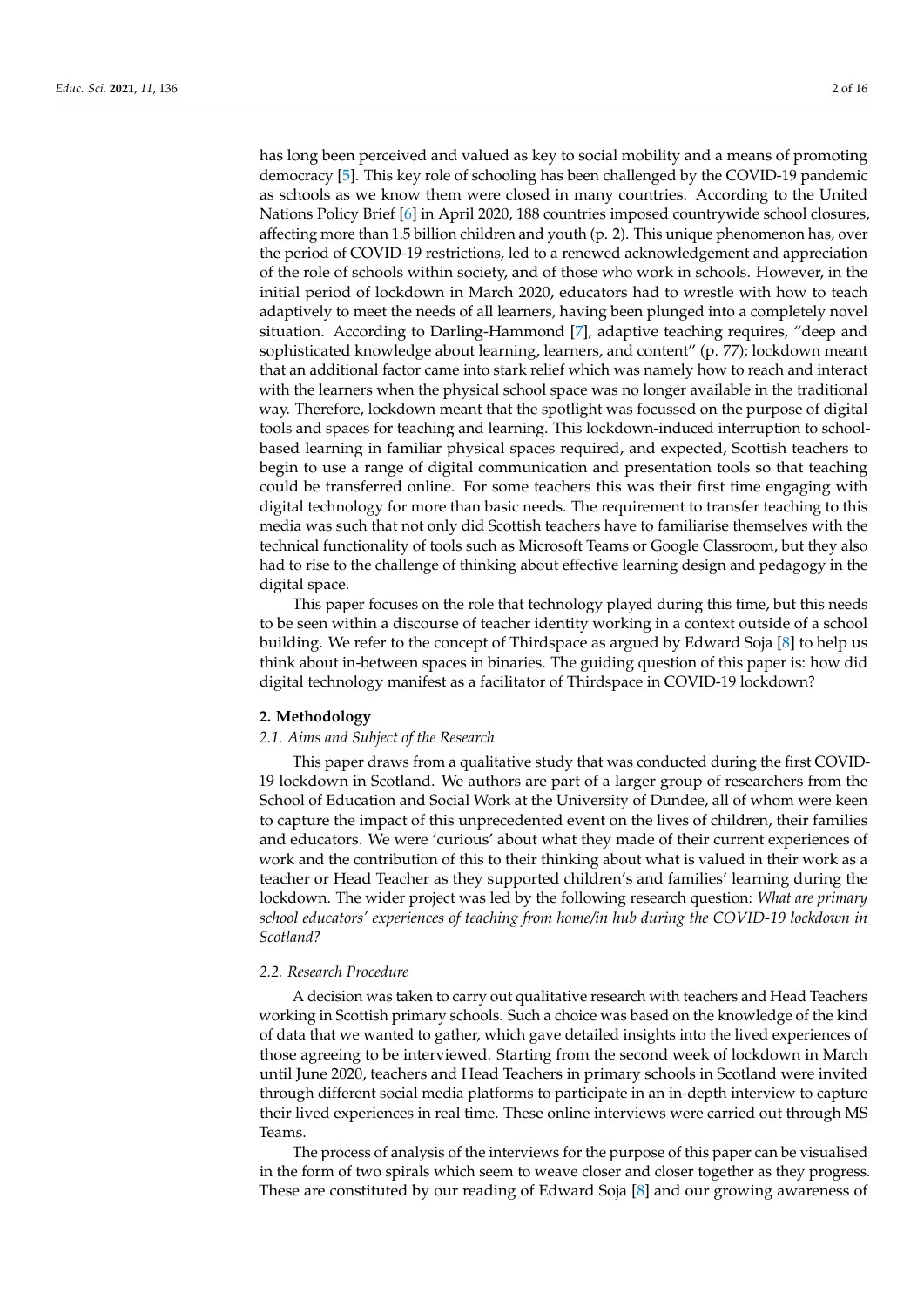has long been perceived and valued as key to social mobility and a means of promoting democracy [5]. This key role of schooling has been challenged by the COVID-19 pandemic as schools as we know them were closed in many countries. According to the United Nations Policy Brief [6] in April 2020, 188 countries imposed countrywide school closures, affecting more than 1.5 billion children and youth (p. 2). This unique phenomenon has, over the period of COVID-19 restrictions, led to a renewed acknowledgement and appreciation of the role of schools within society, and of those who work in schools. However, in the initial period of lockdown in March 2020, educators had to wrestle with how to teach adaptively to meet the needs of all learners, having been plunged into a completely novel situation. According to Darling-Hammond [7], adaptive teaching requires, "deep and sophisticated knowledge about learning, learners, and content" (p. 77); lockdown meant that an additional factor came into stark relief which was namely how to reach and interact with the learners when the physical school space was no longer available in the traditional way. Therefore, lockdown meant that the spotlight was focussed on the purpose of digital tools and spaces for teaching and learning. This lockdown-induced interruption to school-based learning in familiar physical spaces required, and expected, Scottish teachers to begin to use a range of digital communication and presentation tools so that teaching could be transferred online. For some teachers this was their first time engaging with digital technology for more than basic needs. The requirement to transfer teaching to this media was such that not only did Scottish teachers have to familiarise themselves with the technical functionality of tools such as Microsoft Teams or Google Classroom, but they also had to rise to the challenge of thinking about effective learning design and pedagogy in the digital space.

This paper focuses on the role that technology played during this time, but this needs to be seen within a discourse of teacher identity working in a context outside of a school building. We refer to the concept of Thirdspace as argued by Edward Soja [8] to help us think about in-between spaces in binaries. The guiding question of this paper is: how did digital technology manifest as a facilitator of Thirdspace in COVID-19 lockdown?

## 2. Methodology

### 2.1. Aims and Subject of the Research

This paper draws from a qualitative study that was conducted during the first COVID-19 lockdown in Scotland. We authors are part of a larger group of researchers from the School of Education and Social Work at the University of Dundee, all of whom were keen to capture the impact of this unprecedented event on the lives of children, their families and educators. We were 'curious' about what they made of their current experiences of work and the contribution of this to their thinking about what is valued in their work as a teacher or Head Teacher as they supported children's and families' learning during the lockdown. The wider project was led by the following research question: *What are primary school educators' experiences of teaching from home/in hub during the COVID-19 lockdown in Scotland?*

### 2.2. Research Procedure

A decision was taken to carry out qualitative research with teachers and Head Teachers working in Scottish primary schools. Such a choice was based on the knowledge of the kind of data that we wanted to gather, which gave detailed insights into the lived experiences of those agreeing to be interviewed. Starting from the second week of lockdown in March until June 2020, teachers and Head Teachers in primary schools in Scotland were invited through different social media platforms to participate in an in-depth interview to capture their lived experiences in real time. These online interviews were carried out through MS Teams.

The process of analysis of the interviews for the purpose of this paper can be visualised in the form of two spirals which seem to weave closer and closer together as they progress. These are constituted by our reading of Edward Soja [8] and our growing awareness of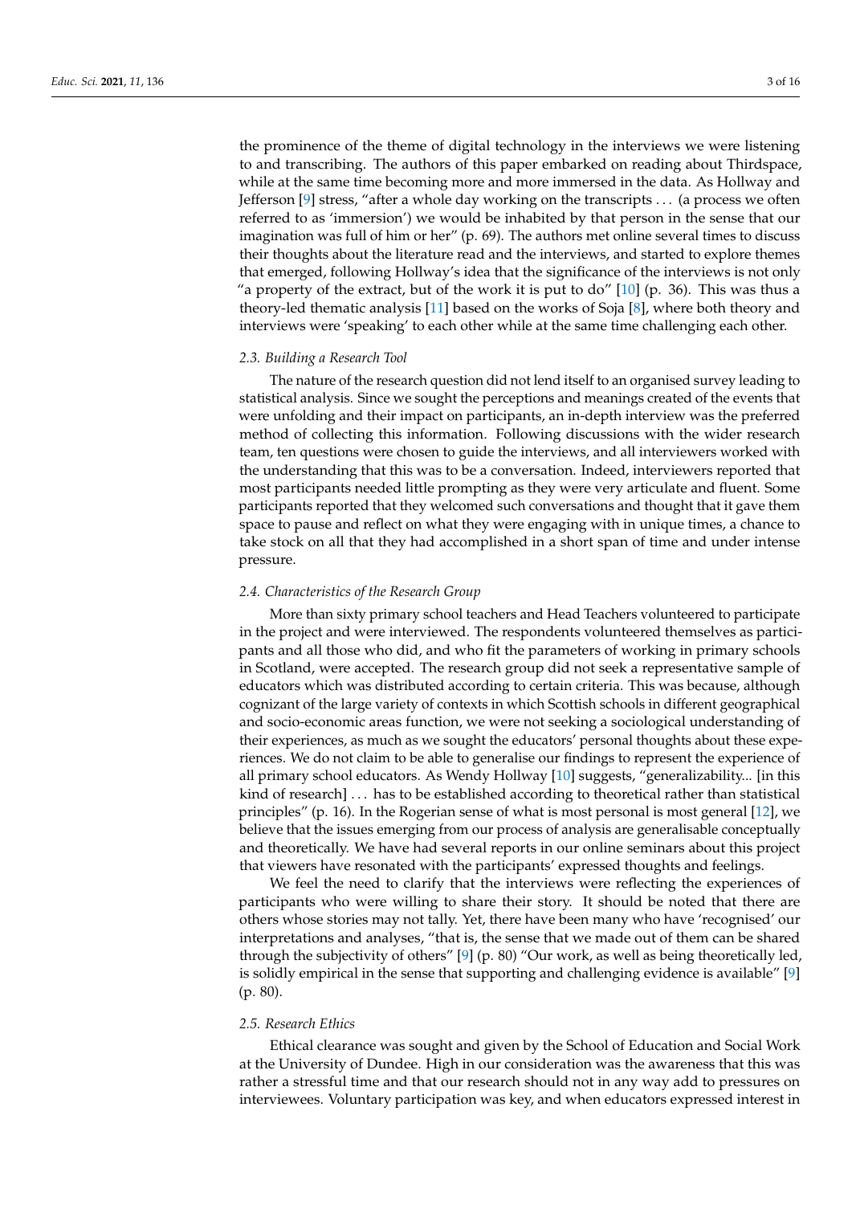the prominence of the theme of digital technology in the interviews we were listening to and transcribing. The authors of this paper embarked on reading about Thirdspace, while at the same time becoming more and more immersed in the data. As Hollway and Jefferson [9] stress, "after a whole day working on the transcripts . . . (a process we often referred to as 'immersion') we would be inhabited by that person in the sense that our imagination was full of him or her" (p. 69). The authors met online several times to discuss their thoughts about the literature read and the interviews, and started to explore themes that emerged, following Hollway's idea that the significance of the interviews is not only "a property of the extract, but of the work it is put to do" [10] (p. 36). This was thus a theory-led thematic analysis [11] based on the works of Soja [8], where both theory and interviews were 'speaking' to each other while at the same time challenging each other.

### *2.3. Building a Research Tool*

The nature of the research question did not lend itself to an organised survey leading to statistical analysis. Since we sought the perceptions and meanings created of the events that were unfolding and their impact on participants, an in-depth interview was the preferred method of collecting this information. Following discussions with the wider research team, ten questions were chosen to guide the interviews, and all interviewers worked with the understanding that this was to be a conversation. Indeed, interviewers reported that most participants needed little prompting as they were very articulate and fluent. Some participants reported that they welcomed such conversations and thought that it gave them space to pause and reflect on what they were engaging with in unique times, a chance to take stock on all that they had accomplished in a short span of time and under intense pressure.

### *2.4. Characteristics of the Research Group*

More than sixty primary school teachers and Head Teachers volunteered to participate in the project and were interviewed. The respondents volunteered themselves as participants and all those who did, and who fit the parameters of working in primary schools in Scotland, were accepted. The research group did not seek a representative sample of educators which was distributed according to certain criteria. This was because, although cognizant of the large variety of contexts in which Scottish schools in different geographical and socio-economic areas function, we were not seeking a sociological understanding of their experiences, as much as we sought the educators' personal thoughts about these experiences. We do not claim to be able to generalise our findings to represent the experience of all primary school educators. As Wendy Hollway [10] suggests, "generalizability... [in this kind of research] . . . has to be established according to theoretical rather than statistical principles" (p. 16). In the Rogerian sense of what is most personal is most general [12], we believe that the issues emerging from our process of analysis are generalisable conceptually and theoretically. We have had several reports in our online seminars about this project that viewers have resonated with the participants' expressed thoughts and feelings.

We feel the need to clarify that the interviews were reflecting the experiences of participants who were willing to share their story. It should be noted that there are others whose stories may not tally. Yet, there have been many who have 'recognised' our interpretations and analyses, "that is, the sense that we made out of them can be shared through the subjectivity of others" [9] (p. 80) "Our work, as well as being theoretically led, is solidly empirical in the sense that supporting and challenging evidence is available" [9] (p. 80).

### *2.5. Research Ethics*

Ethical clearance was sought and given by the School of Education and Social Work at the University of Dundee. High in our consideration was the awareness that this was rather a stressful time and that our research should not in any way add to pressures on interviewees. Voluntary participation was key, and when educators expressed interest in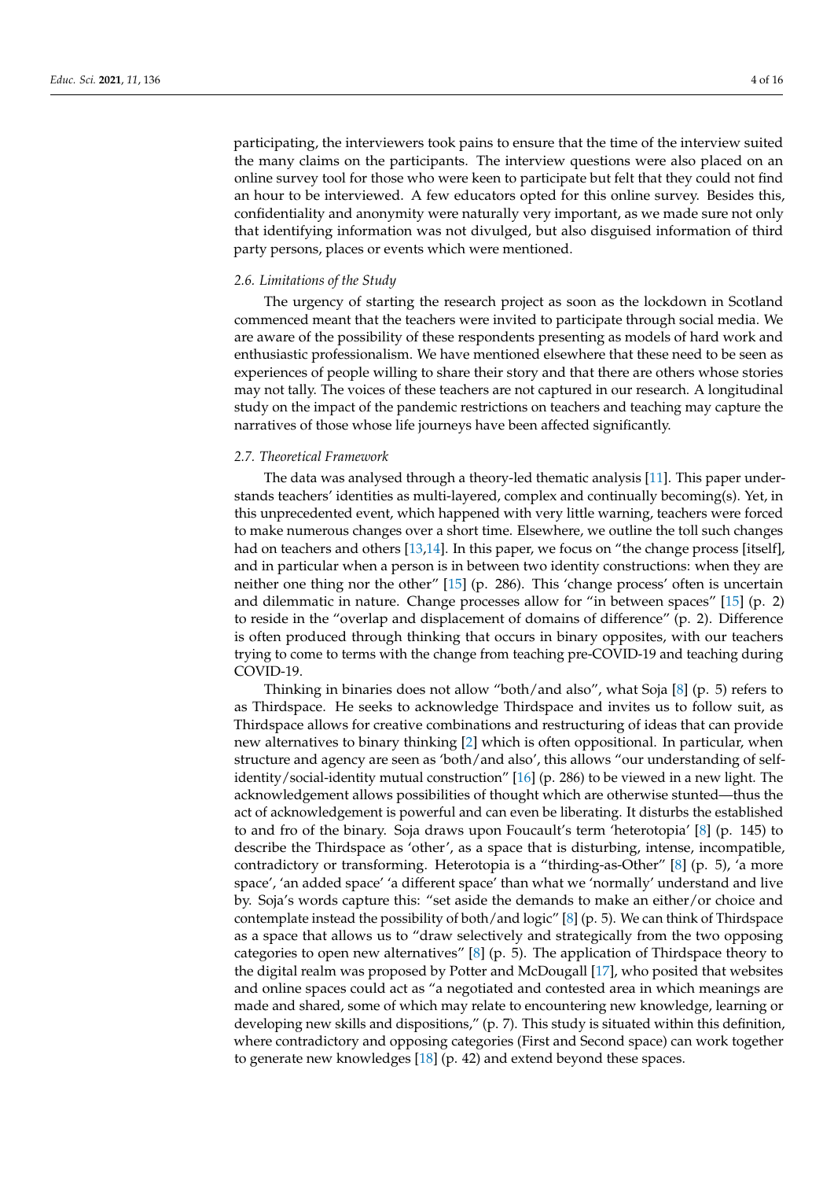participating, the interviewers took pains to ensure that the time of the interview suited the many claims on the participants. The interview questions were also placed on an online survey tool for those who were keen to participate but felt that they could not find an hour to be interviewed. A few educators opted for this online survey. Besides this, confidentiality and anonymity were naturally very important, as we made sure not only that identifying information was not divulged, but also disguised information of third party persons, places or events which were mentioned.

### *2.6. Limitations of the Study*

The urgency of starting the research project as soon as the lockdown in Scotland commenced meant that the teachers were invited to participate through social media. We are aware of the possibility of these respondents presenting as models of hard work and enthusiastic professionalism. We have mentioned elsewhere that these need to be seen as experiences of people willing to share their story and that there are others whose stories may not tally. The voices of these teachers are not captured in our research. A longitudinal study on the impact of the pandemic restrictions on teachers and teaching may capture the narratives of those whose life journeys have been affected significantly.

### *2.7. Theoretical Framework*

The data was analysed through a theory-led thematic analysis [11]. This paper understands teachers' identities as multi-layered, complex and continually becoming(s). Yet, in this unprecedented event, which happened with very little warning, teachers were forced to make numerous changes over a short time. Elsewhere, we outline the toll such changes had on teachers and others [13,14]. In this paper, we focus on "the change process [itself], and in particular when a person is in between two identity constructions: when they are neither one thing nor the other" [15] (p. 286). This 'change process' often is uncertain and dilemmatic in nature. Change processes allow for "in between spaces" [15] (p. 2) to reside in the "overlap and displacement of domains of difference" (p. 2). Difference is often produced through thinking that occurs in binary opposites, with our teachers trying to come to terms with the change from teaching pre-COVID-19 and teaching during COVID-19.

Thinking in binaries does not allow "both/and also", what Soja [8] (p. 5) refers to as Thirdspace. He seeks to acknowledge Thirdspace and invites us to follow suit, as Thirdspace allows for creative combinations and restructuring of ideas that can provide new alternatives to binary thinking [2] which is often oppositional. In particular, when structure and agency are seen as 'both/and also', this allows "our understanding of self-identity/social-identity mutual construction" [16] (p. 286) to be viewed in a new light. The acknowledgement allows possibilities of thought which are otherwise stunted—thus the act of acknowledgement is powerful and can even be liberating. It disturbs the established to and fro of the binary. Soja draws upon Foucault's term 'heterotopia' [8] (p. 145) to describe the Thirdspace as 'other', as a space that is disturbing, intense, incompatible, contradictory or transforming. Heterotopia is a "thirding-as-Other" [8] (p. 5), 'a more space', 'an added space' 'a different space' than what we 'normally' understand and live by. Soja's words capture this: "set aside the demands to make an either/or choice and contemplate instead the possibility of both/and logic" [8] (p. 5). We can think of Thirdspace as a space that allows us to "draw selectively and strategically from the two opposing categories to open new alternatives" [8] (p. 5). The application of Thirdspace theory to the digital realm was proposed by Potter and McDougall [17], who posited that websites and online spaces could act as "a negotiated and contested area in which meanings are made and shared, some of which may relate to encountering new knowledge, learning or developing new skills and dispositions," (p. 7). This study is situated within this definition, where contradictory and opposing categories (First and Second space) can work together to generate new knowledges [18] (p. 42) and extend beyond these spaces.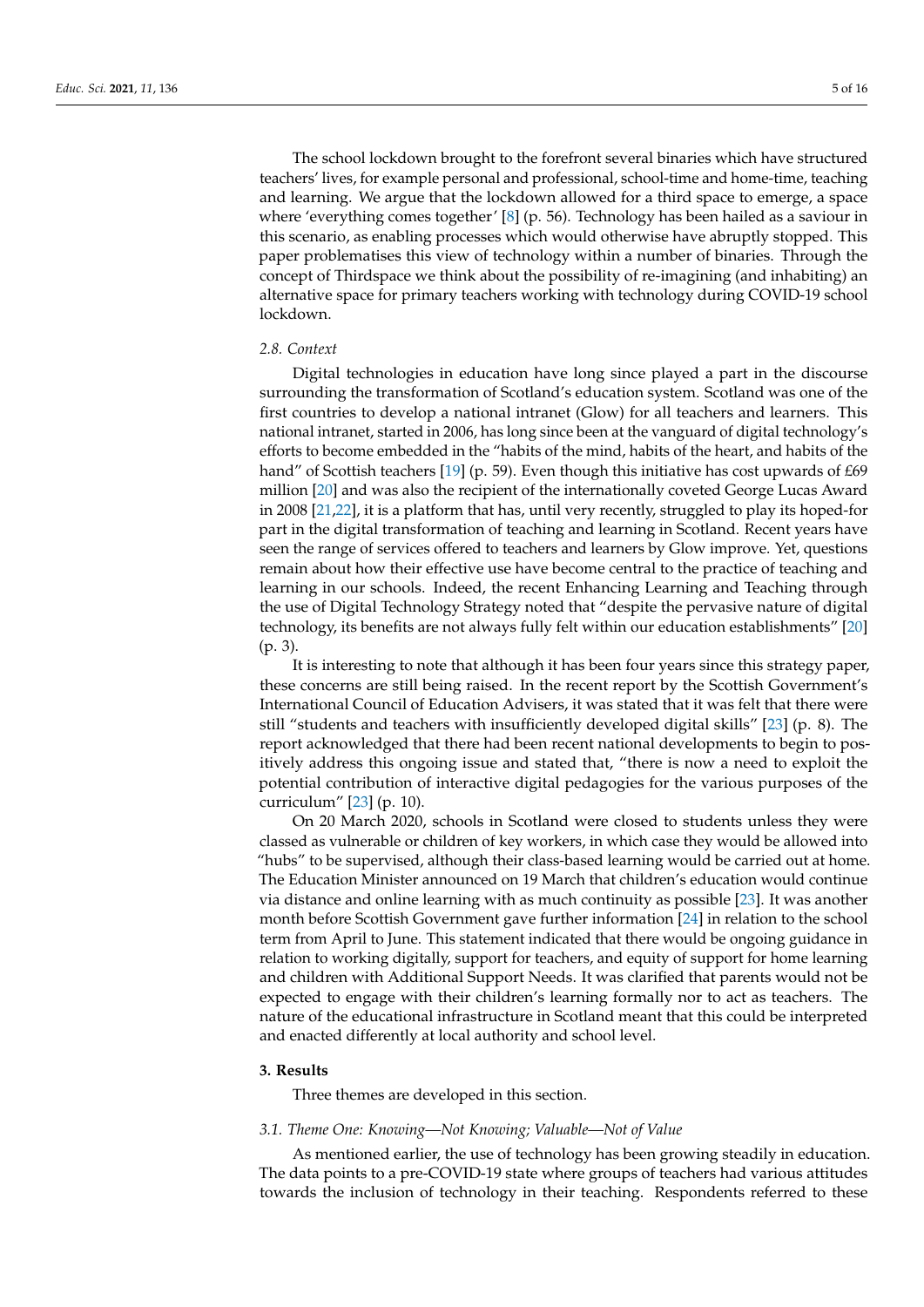The school lockdown brought to the forefront several binaries which have structured teachers' lives, for example personal and professional, school-time and home-time, teaching and learning. We argue that the lockdown allowed for a third space to emerge, a space where 'everything comes together' [8] (p. 56). Technology has been hailed as a saviour in this scenario, as enabling processes which would otherwise have abruptly stopped. This paper problematises this view of technology within a number of binaries. Through the concept of Thirdspace we think about the possibility of re-imagining (and inhabiting) an alternative space for primary teachers working with technology during COVID-19 school lockdown.

### *2.8. Context*

Digital technologies in education have long since played a part in the discourse surrounding the transformation of Scotland's education system. Scotland was one of the first countries to develop a national intranet (Glow) for all teachers and learners. This national intranet, started in 2006, has long since been at the vanguard of digital technology's efforts to become embedded in the "habits of the mind, habits of the heart, and habits of the hand" of Scottish teachers [19] (p. 59). Even though this initiative has cost upwards of £69 million [20] and was also the recipient of the internationally coveted George Lucas Award in 2008 [21,22], it is a platform that has, until very recently, struggled to play its hoped-for part in the digital transformation of teaching and learning in Scotland. Recent years have seen the range of services offered to teachers and learners by Glow improve. Yet, questions remain about how their effective use have become central to the practice of teaching and learning in our schools. Indeed, the recent Enhancing Learning and Teaching through the use of Digital Technology Strategy noted that "despite the pervasive nature of digital technology, its benefits are not always fully felt within our education establishments" [20] (p. 3).

It is interesting to note that although it has been four years since this strategy paper, these concerns are still being raised. In the recent report by the Scottish Government's International Council of Education Advisers, it was stated that it was felt that there were still "students and teachers with insufficiently developed digital skills" [23] (p. 8). The report acknowledged that there had been recent national developments to begin to positively address this ongoing issue and stated that, "there is now a need to exploit the potential contribution of interactive digital pedagogies for the various purposes of the curriculum" [23] (p. 10).

On 20 March 2020, schools in Scotland were closed to students unless they were classed as vulnerable or children of key workers, in which case they would be allowed into "hubs" to be supervised, although their class-based learning would be carried out at home. The Education Minister announced on 19 March that children's education would continue via distance and online learning with as much continuity as possible [23]. It was another month before Scottish Government gave further information [24] in relation to the school term from April to June. This statement indicated that there would be ongoing guidance in relation to working digitally, support for teachers, and equity of support for home learning and children with Additional Support Needs. It was clarified that parents would not be expected to engage with their children's learning formally nor to act as teachers. The nature of the educational infrastructure in Scotland meant that this could be interpreted and enacted differently at local authority and school level.

## **3. Results**

Three themes are developed in this section.

### *3.1. Theme One: Knowing—Not Knowing; Valuable—Not of Value*

As mentioned earlier, the use of technology has been growing steadily in education. The data points to a pre-COVID-19 state where groups of teachers had various attitudes towards the inclusion of technology in their teaching. Respondents referred to these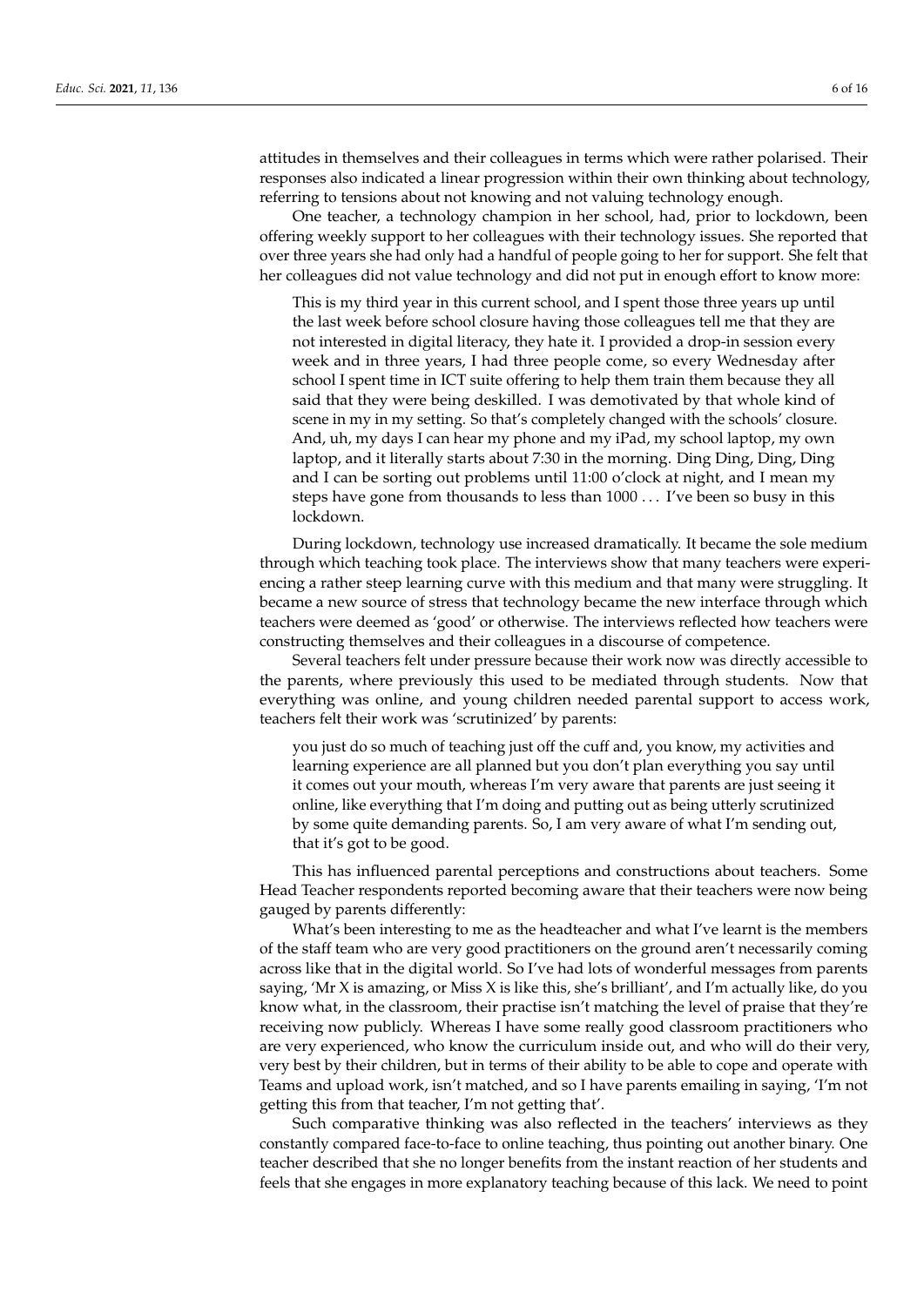attitudes in themselves and their colleagues in terms which were rather polarised. Their responses also indicated a linear progression within their own thinking about technology, referring to tensions about not knowing and not valuing technology enough.

One teacher, a technology champion in her school, had, prior to lockdown, been offering weekly support to her colleagues with their technology issues. She reported that over three years she had only had a handful of people going to her for support. She felt that her colleagues did not value technology and did not put in enough effort to know more:

> This is my third year in this current school, and I spent those three years up until the last week before school closure having those colleagues tell me that they are not interested in digital literacy, they hate it. I provided a drop-in session every week and in three years, I had three people come, so every Wednesday after school I spent time in ICT suite offering to help them train them because they all said that they were being deskilled. I was demotivated by that whole kind of scene in my in my setting. So that's completely changed with the schools' closure. And, uh, my days I can hear my phone and my iPad, my school laptop, my own laptop, and it literally starts about 7:30 in the morning. Ding Ding, Ding, Ding and I can be sorting out problems until 11:00 o'clock at night, and I mean my steps have gone from thousands to less than 1000 . . . I've been so busy in this lockdown.

During lockdown, technology use increased dramatically. It became the sole medium through which teaching took place. The interviews show that many teachers were experiencing a rather steep learning curve with this medium and that many were struggling. It became a new source of stress that technology became the new interface through which teachers were deemed as 'good' or otherwise. The interviews reflected how teachers were constructing themselves and their colleagues in a discourse of competence.

Several teachers felt under pressure because their work now was directly accessible to the parents, where previously this used to be mediated through students. Now that everything was online, and young children needed parental support to access work, teachers felt their work was 'scrutinized' by parents:

> you just do so much of teaching just off the cuff and, you know, my activities and learning experience are all planned but you don't plan everything you say until it comes out your mouth, whereas I'm very aware that parents are just seeing it online, like everything that I'm doing and putting out as being utterly scrutinized by some quite demanding parents. So, I am very aware of what I'm sending out, that it's got to be good.

This has influenced parental perceptions and constructions about teachers. Some Head Teacher respondents reported becoming aware that their teachers were now being gauged by parents differently:

What's been interesting to me as the headteacher and what I've learnt is the members of the staff team who are very good practitioners on the ground aren't necessarily coming across like that in the digital world. So I've had lots of wonderful messages from parents saying, 'Mr X is amazing, or Miss X is like this, she's brilliant', and I'm actually like, do you know what, in the classroom, their practise isn't matching the level of praise that they're receiving now publicly. Whereas I have some really good classroom practitioners who are very experienced, who know the curriculum inside out, and who will do their very, very best by their children, but in terms of their ability to be able to cope and operate with Teams and upload work, isn't matched, and so I have parents emailing in saying, 'I'm not getting this from that teacher, I'm not getting that'.

Such comparative thinking was also reflected in the teachers' interviews as they constantly compared face-to-face to online teaching, thus pointing out another binary. One teacher described that she no longer benefits from the instant reaction of her students and feels that she engages in more explanatory teaching because of this lack. We need to point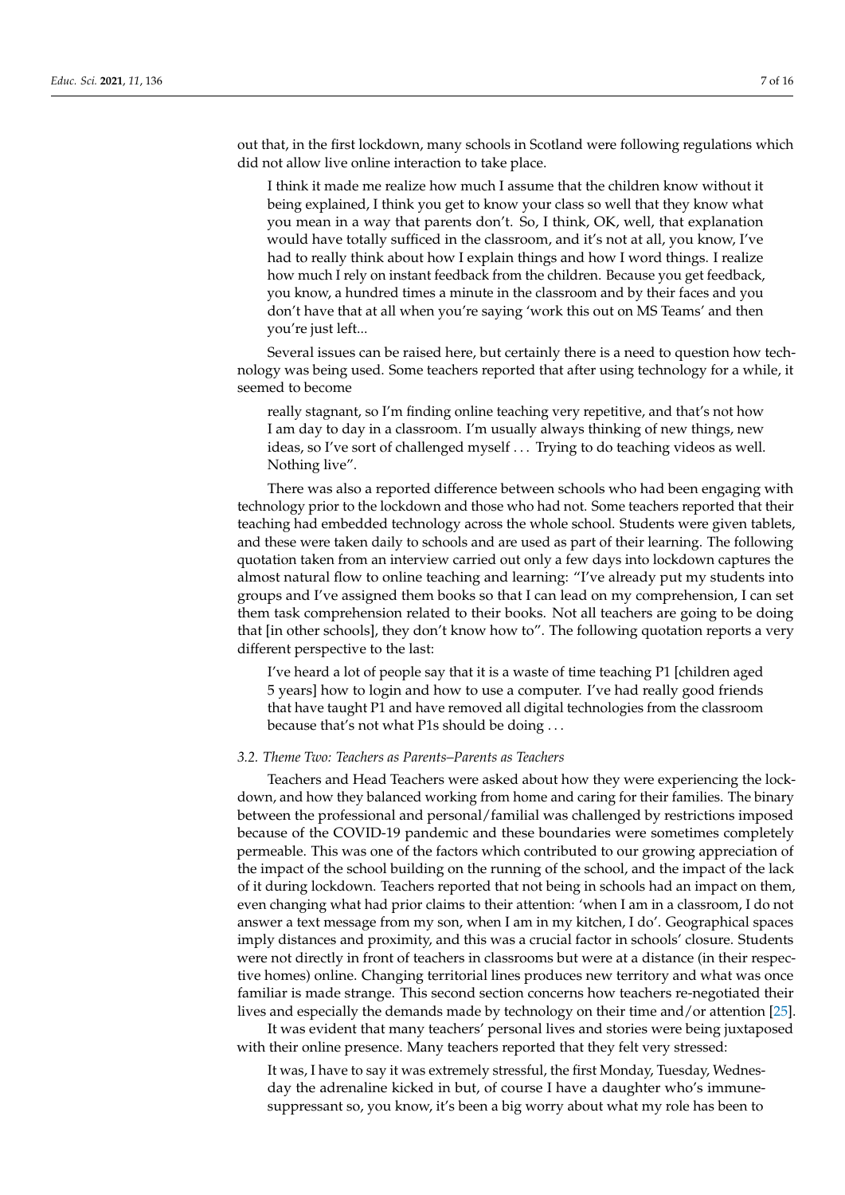out that, in the first lockdown, many schools in Scotland were following regulations which did not allow live online interaction to take place.

> I think it made me realize how much I assume that the children know without it being explained, I think you get to know your class so well that they know what you mean in a way that parents don't. So, I think, OK, well, that explanation would have totally sufficed in the classroom, and it's not at all, you know, I've had to really think about how I explain things and how I word things. I realize how much I rely on instant feedback from the children. Because you get feedback, you know, a hundred times a minute in the classroom and by their faces and you don't have that at all when you're saying 'work this out on MS Teams' and then you're just left...

Several issues can be raised here, but certainly there is a need to question how technology was being used. Some teachers reported that after using technology for a while, it seemed to become

> really stagnant, so I'm finding online teaching very repetitive, and that's not how I am day to day in a classroom. I'm usually always thinking of new things, new ideas, so I've sort of challenged myself . . . Trying to do teaching videos as well. Nothing live".

There was also a reported difference between schools who had been engaging with technology prior to the lockdown and those who had not. Some teachers reported that their teaching had embedded technology across the whole school. Students were given tablets, and these were taken daily to schools and are used as part of their learning. The following quotation taken from an interview carried out only a few days into lockdown captures the almost natural flow to online teaching and learning: "I've already put my students into groups and I've assigned them books so that I can lead on my comprehension, I can set them task comprehension related to their books. Not all teachers are going to be doing that [in other schools], they don't know how to". The following quotation reports a very different perspective to the last:

> I've heard a lot of people say that it is a waste of time teaching P1 [children aged 5 years] how to login and how to use a computer. I've had really good friends that have taught P1 and have removed all digital technologies from the classroom because that's not what P1s should be doing . . .

### *3.2. Theme Two: Teachers as Parents–Parents as Teachers*

Teachers and Head Teachers were asked about how they were experiencing the lockdown, and how they balanced working from home and caring for their families. The binary between the professional and personal/familial was challenged by restrictions imposed because of the COVID-19 pandemic and these boundaries were sometimes completely permeable. This was one of the factors which contributed to our growing appreciation of the impact of the school building on the running of the school, and the impact of the lack of it during lockdown. Teachers reported that not being in schools had an impact on them, even changing what had prior claims to their attention: 'when I am in a classroom, I do not answer a text message from my son, when I am in my kitchen, I do'. Geographical spaces imply distances and proximity, and this was a crucial factor in schools' closure. Students were not directly in front of teachers in classrooms but were at a distance (in their respective homes) online. Changing territorial lines produces new territory and what was once familiar is made strange. This second section concerns how teachers re-negotiated their lives and especially the demands made by technology on their time and/or attention [25].

It was evident that many teachers' personal lives and stories were being juxtaposed with their online presence. Many teachers reported that they felt very stressed:

> It was, I have to say it was extremely stressful, the first Monday, Tuesday, Wednesday the adrenaline kicked in but, of course I have a daughter who's immune-suppressant so, you know, it's been a big worry about what my role has been to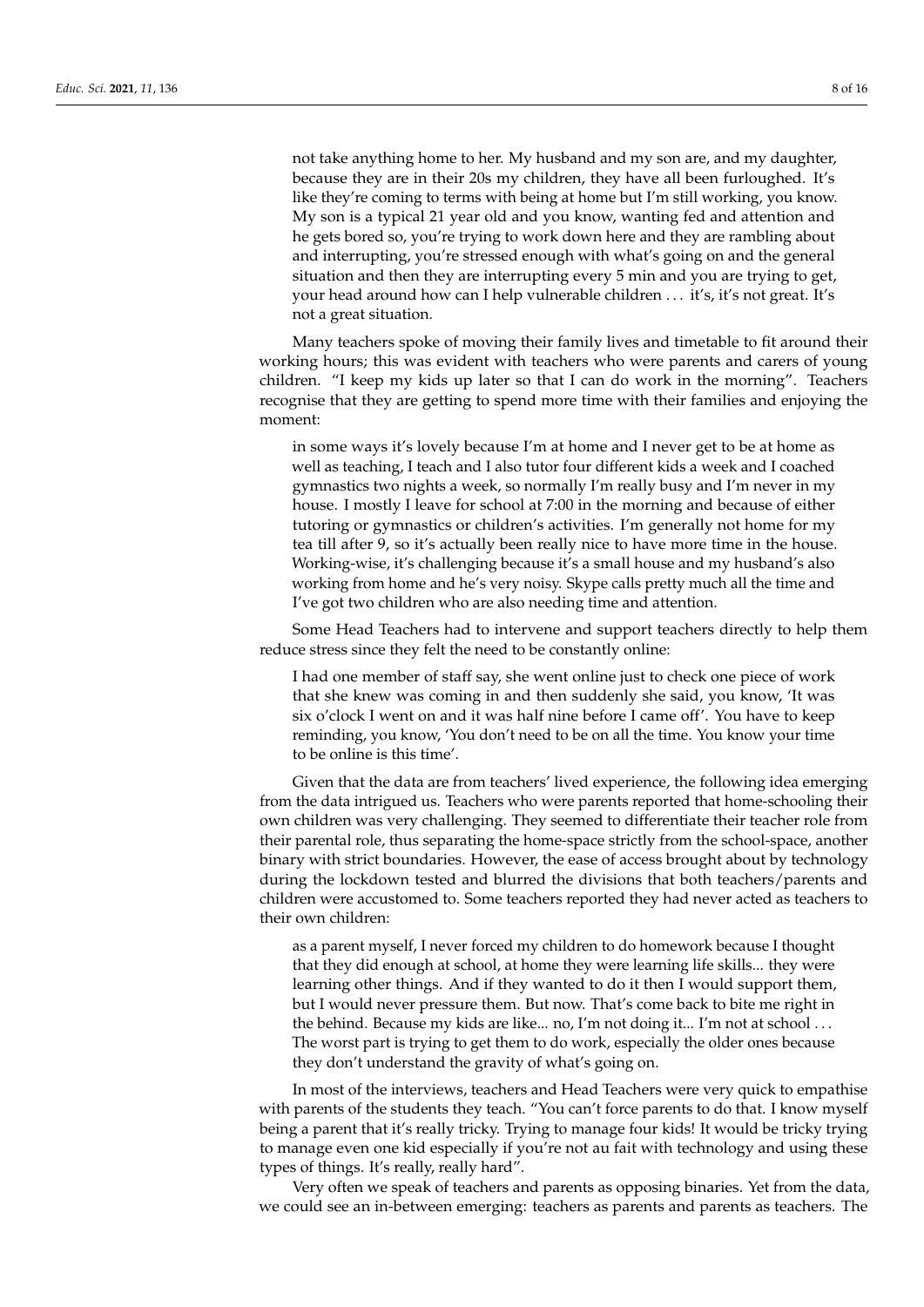> not take anything home to her. My husband and my son are, and my daughter, because they are in their 20s my children, they have all been furloughed. It's like they're coming to terms with being at home but I'm still working, you know. My son is a typical 21 year old and you know, wanting fed and attention and he gets bored so, you're trying to work down here and they are rambling about and interrupting, you're stressed enough with what's going on and the general situation and then they are interrupting every 5 min and you are trying to get, your head around how can I help vulnerable children . . . it's, it's not great. It's not a great situation.

Many teachers spoke of moving their family lives and timetable to fit around their working hours; this was evident with teachers who were parents and carers of young children. "I keep my kids up later so that I can do work in the morning". Teachers recognise that they are getting to spend more time with their families and enjoying the moment:

> in some ways it's lovely because I'm at home and I never get to be at home as well as teaching, I teach and I also tutor four different kids a week and I coached gymnastics two nights a week, so normally I'm really busy and I'm never in my house. I mostly I leave for school at 7:00 in the morning and because of either tutoring or gymnastics or children's activities. I'm generally not home for my tea till after 9, so it's actually been really nice to have more time in the house. Working-wise, it's challenging because it's a small house and my husband's also working from home and he's very noisy. Skype calls pretty much all the time and I've got two children who are also needing time and attention.

Some Head Teachers had to intervene and support teachers directly to help them reduce stress since they felt the need to be constantly online:

> I had one member of staff say, she went online just to check one piece of work that she knew was coming in and then suddenly she said, you know, 'It was six o'clock I went on and it was half nine before I came off'. You have to keep reminding, you know, 'You don't need to be on all the time. You know your time to be online is this time'.

Given that the data are from teachers' lived experience, the following idea emerging from the data intrigued us. Teachers who were parents reported that home-schooling their own children was very challenging. They seemed to differentiate their teacher role from their parental role, thus separating the home-space strictly from the school-space, another binary with strict boundaries. However, the ease of access brought about by technology during the lockdown tested and blurred the divisions that both teachers/parents and children were accustomed to. Some teachers reported they had never acted as teachers to their own children:

> as a parent myself, I never forced my children to do homework because I thought that they did enough at school, at home they were learning life skills... they were learning other things. And if they wanted to do it then I would support them, but I would never pressure them. But now. That's come back to bite me right in the behind. Because my kids are like... no, I'm not doing it... I'm not at school . . . The worst part is trying to get them to do work, especially the older ones because they don't understand the gravity of what's going on.

In most of the interviews, teachers and Head Teachers were very quick to empathise with parents of the students they teach. "You can't force parents to do that. I know myself being a parent that it's really tricky. Trying to manage four kids! It would be tricky trying to manage even one kid especially if you're not au fait with technology and using these types of things. It's really, really hard".

Very often we speak of teachers and parents as opposing binaries. Yet from the data, we could see an in-between emerging: teachers as parents and parents as teachers. The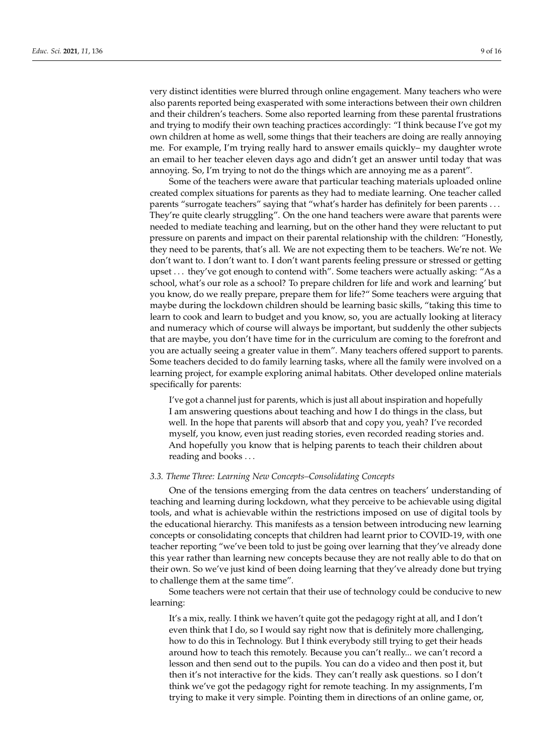very distinct identities were blurred through online engagement. Many teachers who were also parents reported being exasperated with some interactions between their own children and their children's teachers. Some also reported learning from these parental frustrations and trying to modify their own teaching practices accordingly: "I think because I've got my own children at home as well, some things that their teachers are doing are really annoying me. For example, I'm trying really hard to answer emails quickly– my daughter wrote an email to her teacher eleven days ago and didn't get an answer until today that was annoying. So, I'm trying to not do the things which are annoying me as a parent".

Some of the teachers were aware that particular teaching materials uploaded online created complex situations for parents as they had to mediate learning. One teacher called parents "surrogate teachers" saying that "what's harder has definitely for been parents . . . They're quite clearly struggling". On the one hand teachers were aware that parents were needed to mediate teaching and learning, but on the other hand they were reluctant to put pressure on parents and impact on their parental relationship with the children: "Honestly, they need to be parents, that's all. We are not expecting them to be teachers. We're not. We don't want to. I don't want to. I don't want parents feeling pressure or stressed or getting upset . . . they've got enough to contend with". Some teachers were actually asking: "As a school, what's our role as a school? To prepare children for life and work and learning' but you know, do we really prepare, prepare them for life?" Some teachers were arguing that maybe during the lockdown children should be learning basic skills, "taking this time to learn to cook and learn to budget and you know, so, you are actually looking at literacy and numeracy which of course will always be important, but suddenly the other subjects that are maybe, you don't have time for in the curriculum are coming to the forefront and you are actually seeing a greater value in them". Many teachers offered support to parents. Some teachers decided to do family learning tasks, where all the family were involved on a learning project, for example exploring animal habitats. Other developed online materials specifically for parents:

> I've got a channel just for parents, which is just all about inspiration and hopefully I am answering questions about teaching and how I do things in the class, but well. In the hope that parents will absorb that and copy you, yeah? I've recorded myself, you know, even just reading stories, even recorded reading stories and. And hopefully you know that is helping parents to teach their children about reading and books . . .

### *3.3. Theme Three: Learning New Concepts–Consolidating Concepts*

One of the tensions emerging from the data centres on teachers' understanding of teaching and learning during lockdown, what they perceive to be achievable using digital tools, and what is achievable within the restrictions imposed on use of digital tools by the educational hierarchy. This manifests as a tension between introducing new learning concepts or consolidating concepts that children had learnt prior to COVID-19, with one teacher reporting "we've been told to just be going over learning that they've already done this year rather than learning new concepts because they are not really able to do that on their own. So we've just kind of been doing learning that they've already done but trying to challenge them at the same time".

Some teachers were not certain that their use of technology could be conducive to new learning:

> It's a mix, really. I think we haven't quite got the pedagogy right at all, and I don't even think that I do, so I would say right now that is definitely more challenging, how to do this in Technology. But I think everybody still trying to get their heads around how to teach this remotely. Because you can't really... we can't record a lesson and then send out to the pupils. You can do a video and then post it, but then it's not interactive for the kids. They can't really ask questions. so I don't think we've got the pedagogy right for remote teaching. In my assignments, I'm trying to make it very simple. Pointing them in directions of an online game, or,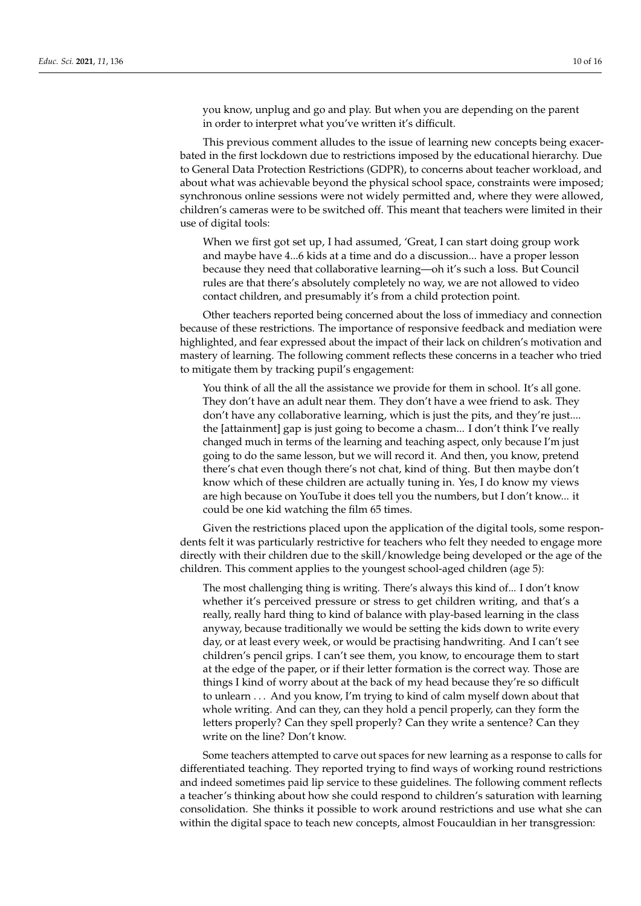you know, unplug and go and play. But when you are depending on the parent in order to interpret what you've written it's difficult.

This previous comment alludes to the issue of learning new concepts being exacerbated in the first lockdown due to restrictions imposed by the educational hierarchy. Due to General Data Protection Restrictions (GDPR), to concerns about teacher workload, and about what was achievable beyond the physical school space, constraints were imposed; synchronous online sessions were not widely permitted and, where they were allowed, children's cameras were to be switched off. This meant that teachers were limited in their use of digital tools:

> When we first got set up, I had assumed, 'Great, I can start doing group work and maybe have 4...6 kids at a time and do a discussion... have a proper lesson because they need that collaborative learning—oh it's such a loss. But Council rules are that there's absolutely completely no way, we are not allowed to video contact children, and presumably it's from a child protection point.

Other teachers reported being concerned about the loss of immediacy and connection because of these restrictions. The importance of responsive feedback and mediation were highlighted, and fear expressed about the impact of their lack on children's motivation and mastery of learning. The following comment reflects these concerns in a teacher who tried to mitigate them by tracking pupil's engagement:

> You think of all the all the assistance we provide for them in school. It's all gone. They don't have an adult near them. They don't have a wee friend to ask. They don't have any collaborative learning, which is just the pits, and they're just.... the [attainment] gap is just going to become a chasm... I don't think I've really changed much in terms of the learning and teaching aspect, only because I'm just going to do the same lesson, but we will record it. And then, you know, pretend there's chat even though there's not chat, kind of thing. But then maybe don't know which of these children are actually tuning in. Yes, I do know my views are high because on YouTube it does tell you the numbers, but I don't know... it could be one kid watching the film 65 times.

Given the restrictions placed upon the application of the digital tools, some respondents felt it was particularly restrictive for teachers who felt they needed to engage more directly with their children due to the skill/knowledge being developed or the age of the children. This comment applies to the youngest school-aged children (age 5):

> The most challenging thing is writing. There's always this kind of... I don't know whether it's perceived pressure or stress to get children writing, and that's a really, really hard thing to kind of balance with play-based learning in the class anyway, because traditionally we would be setting the kids down to write every day, or at least every week, or would be practising handwriting. And I can't see children's pencil grips. I can't see them, you know, to encourage them to start at the edge of the paper, or if their letter formation is the correct way. Those are things I kind of worry about at the back of my head because they're so difficult to unlearn . . . And you know, I'm trying to kind of calm myself down about that whole writing. And can they, can they hold a pencil properly, can they form the letters properly? Can they spell properly? Can they write a sentence? Can they write on the line? Don't know.

Some teachers attempted to carve out spaces for new learning as a response to calls for differentiated teaching. They reported trying to find ways of working round restrictions and indeed sometimes paid lip service to these guidelines. The following comment reflects a teacher's thinking about how she could respond to children's saturation with learning consolidation. She thinks it possible to work around restrictions and use what she can within the digital space to teach new concepts, almost Foucauldian in her transgression: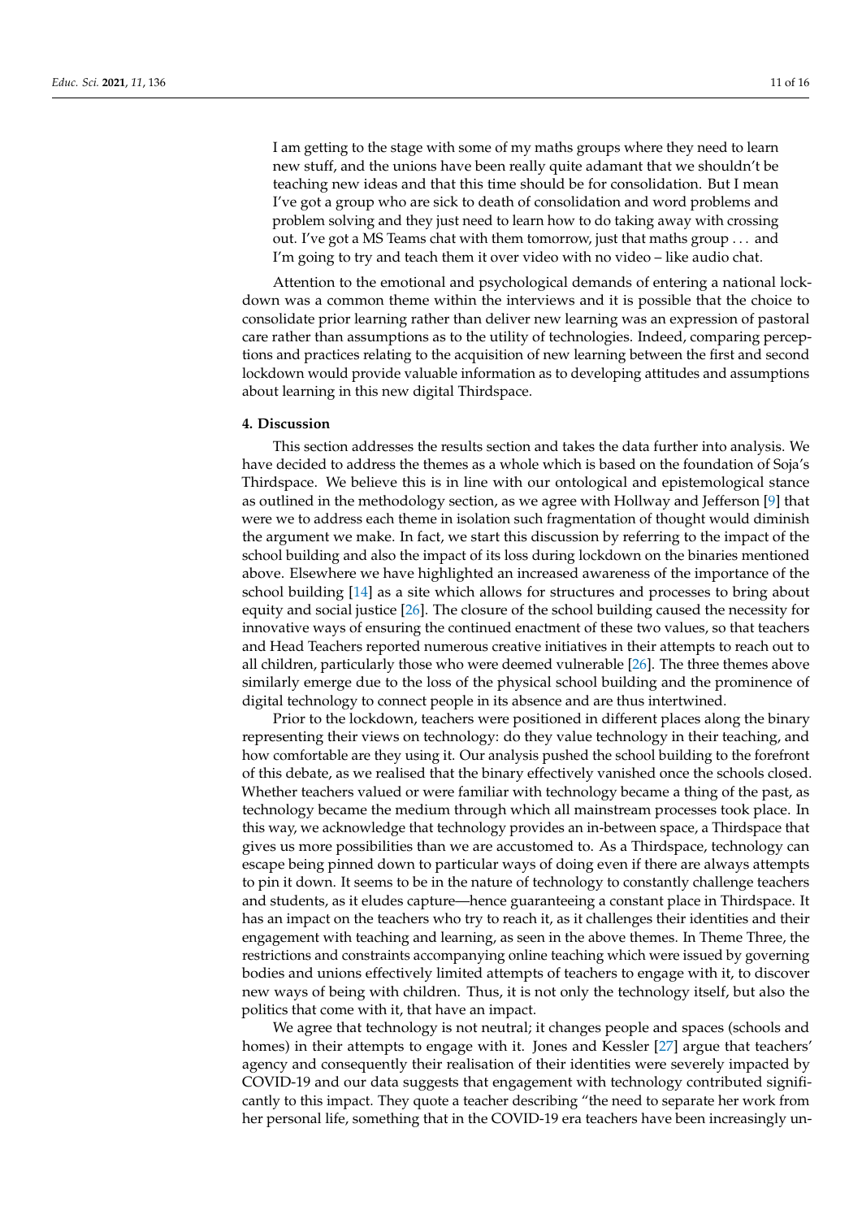> I am getting to the stage with some of my maths groups where they need to learn new stuff, and the unions have been really quite adamant that we shouldn't be teaching new ideas and that this time should be for consolidation. But I mean I've got a group who are sick to death of consolidation and word problems and problem solving and they just need to learn how to do taking away with crossing out. I've got a MS Teams chat with them tomorrow, just that maths group . . . and I'm going to try and teach them it over video with no video – like audio chat.

Attention to the emotional and psychological demands of entering a national lockdown was a common theme within the interviews and it is possible that the choice to consolidate prior learning rather than deliver new learning was an expression of pastoral care rather than assumptions as to the utility of technologies. Indeed, comparing perceptions and practices relating to the acquisition of new learning between the first and second lockdown would provide valuable information as to developing attitudes and assumptions about learning in this new digital Thirdspace.

## 4. Discussion

This section addresses the results section and takes the data further into analysis. We have decided to address the themes as a whole which is based on the foundation of Soja's Thirdspace. We believe this is in line with our ontological and epistemological stance as outlined in the methodology section, as we agree with Hollway and Jefferson [9] that were we to address each theme in isolation such fragmentation of thought would diminish the argument we make. In fact, we start this discussion by referring to the impact of the school building and also the impact of its loss during lockdown on the binaries mentioned above. Elsewhere we have highlighted an increased awareness of the importance of the school building [14] as a site which allows for structures and processes to bring about equity and social justice [26]. The closure of the school building caused the necessity for innovative ways of ensuring the continued enactment of these two values, so that teachers and Head Teachers reported numerous creative initiatives in their attempts to reach out to all children, particularly those who were deemed vulnerable [26]. The three themes above similarly emerge due to the loss of the physical school building and the prominence of digital technology to connect people in its absence and are thus intertwined.

Prior to the lockdown, teachers were positioned in different places along the binary representing their views on technology: do they value technology in their teaching, and how comfortable are they using it. Our analysis pushed the school building to the forefront of this debate, as we realised that the binary effectively vanished once the schools closed. Whether teachers valued or were familiar with technology became a thing of the past, as technology became the medium through which all mainstream processes took place. In this way, we acknowledge that technology provides an in-between space, a Thirdspace that gives us more possibilities than we are accustomed to. As a Thirdspace, technology can escape being pinned down to particular ways of doing even if there are always attempts to pin it down. It seems to be in the nature of technology to constantly challenge teachers and students, as it eludes capture—hence guaranteeing a constant place in Thirdspace. It has an impact on the teachers who try to reach it, as it challenges their identities and their engagement with teaching and learning, as seen in the above themes. In Theme Three, the restrictions and constraints accompanying online teaching which were issued by governing bodies and unions effectively limited attempts of teachers to engage with it, to discover new ways of being with children. Thus, it is not only the technology itself, but also the politics that come with it, that have an impact.

We agree that technology is not neutral; it changes people and spaces (schools and homes) in their attempts to engage with it. Jones and Kessler [27] argue that teachers' agency and consequently their realisation of their identities were severely impacted by COVID-19 and our data suggests that engagement with technology contributed significantly to this impact. They quote a teacher describing "the need to separate her work from her personal life, something that in the COVID-19 era teachers have been increasingly un-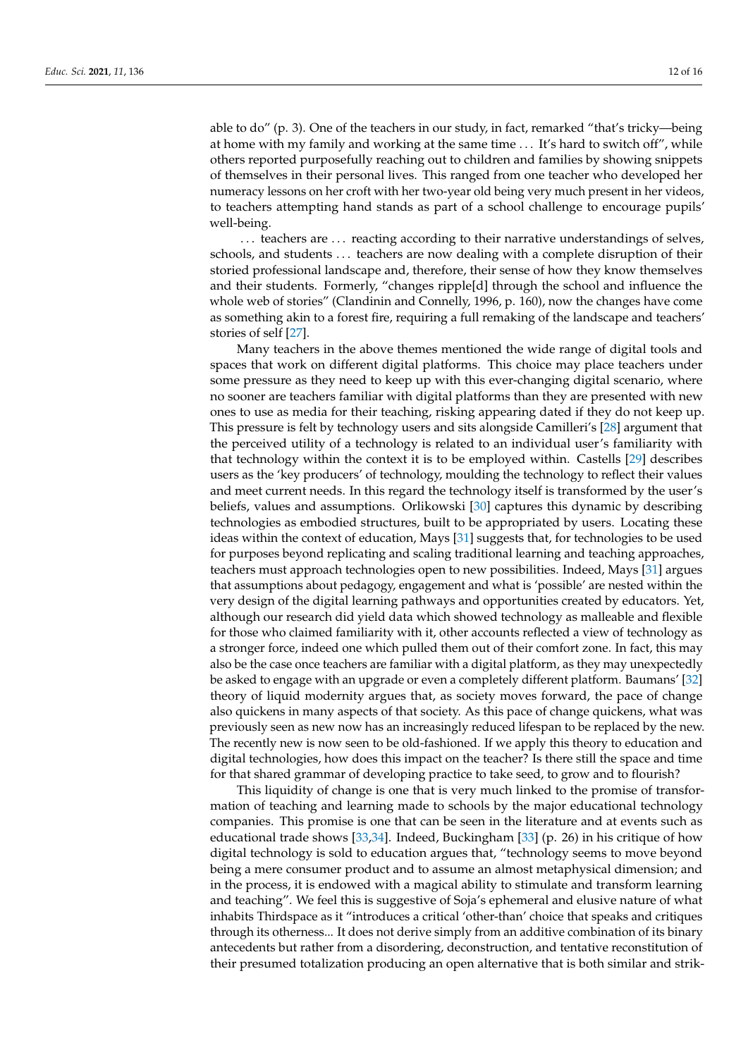able to do" (p. 3). One of the teachers in our study, in fact, remarked "that's tricky—being at home with my family and working at the same time ... It's hard to switch off", while others reported purposefully reaching out to children and families by showing snippets of themselves in their personal lives. This ranged from one teacher who developed her numeracy lessons on her croft with her two-year old being very much present in her videos, to teachers attempting hand stands as part of a school challenge to encourage pupils' well-being.

> ... teachers are ... reacting according to their narrative understandings of selves, schools, and students ... teachers are now dealing with a complete disruption of their storied professional landscape and, therefore, their sense of how they know themselves and their students. Formerly, "changes ripple[d] through the school and influence the whole web of stories" (Clandinin and Connelly, 1996, p. 160), now the changes have come as something akin to a forest fire, requiring a full remaking of the landscape and teachers' stories of self [27].

Many teachers in the above themes mentioned the wide range of digital tools and spaces that work on different digital platforms. This choice may place teachers under some pressure as they need to keep up with this ever-changing digital scenario, where no sooner are teachers familiar with digital platforms than they are presented with new ones to use as media for their teaching, risking appearing dated if they do not keep up. This pressure is felt by technology users and sits alongside Camilleri's [28] argument that the perceived utility of a technology is related to an individual user's familiarity with that technology within the context it is to be employed within. Castells [29] describes users as the 'key producers' of technology, moulding the technology to reflect their values and meet current needs. In this regard the technology itself is transformed by the user's beliefs, values and assumptions. Orlikowski [30] captures this dynamic by describing technologies as embodied structures, built to be appropriated by users. Locating these ideas within the context of education, Mays [31] suggests that, for technologies to be used for purposes beyond replicating and scaling traditional learning and teaching approaches, teachers must approach technologies open to new possibilities. Indeed, Mays [31] argues that assumptions about pedagogy, engagement and what is 'possible' are nested within the very design of the digital learning pathways and opportunities created by educators. Yet, although our research did yield data which showed technology as malleable and flexible for those who claimed familiarity with it, other accounts reflected a view of technology as a stronger force, indeed one which pulled them out of their comfort zone. In fact, this may also be the case once teachers are familiar with a digital platform, as they may unexpectedly be asked to engage with an upgrade or even a completely different platform. Baumans' [32] theory of liquid modernity argues that, as society moves forward, the pace of change also quickens in many aspects of that society. As this pace of change quickens, what was previously seen as new now has an increasingly reduced lifespan to be replaced by the new. The recently new is now seen to be old-fashioned. If we apply this theory to education and digital technologies, how does this impact on the teacher? Is there still the space and time for that shared grammar of developing practice to take seed, to grow and to flourish?

This liquidity of change is one that is very much linked to the promise of transformation of teaching and learning made to schools by the major educational technology companies. This promise is one that can be seen in the literature and at events such as educational trade shows [33,34]. Indeed, Buckingham [33] (p. 26) in his critique of how digital technology is sold to education argues that, "technology seems to move beyond being a mere consumer product and to assume an almost metaphysical dimension; and in the process, it is endowed with a magical ability to stimulate and transform learning and teaching". We feel this is suggestive of Soja's ephemeral and elusive nature of what inhabits Thirdspace as it "introduces a critical 'other-than' choice that speaks and critiques through its otherness... It does not derive simply from an additive combination of its binary antecedents but rather from a disordering, deconstruction, and tentative reconstitution of their presumed totalization producing an open alternative that is both similar and strik-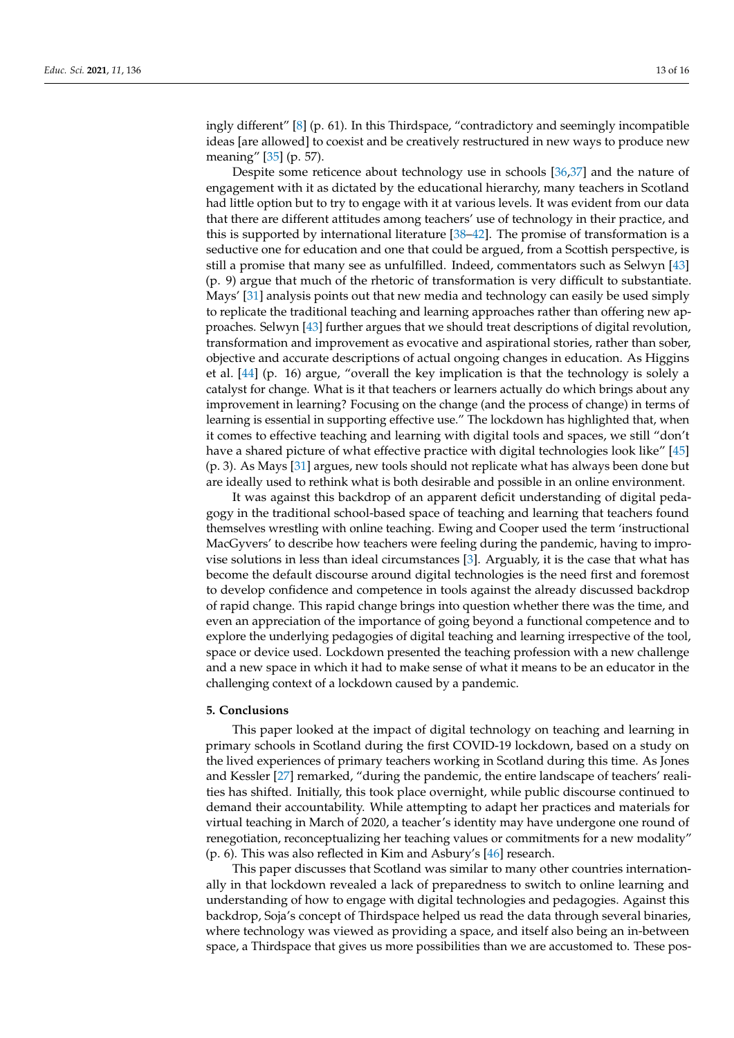ingly different" [8] (p. 61). In this Thirdspace, "contradictory and seemingly incompatible ideas [are allowed] to coexist and be creatively restructured in new ways to produce new meaning" [35] (p. 57).

Despite some reticence about technology use in schools [36,37] and the nature of engagement with it as dictated by the educational hierarchy, many teachers in Scotland had little option but to try to engage with it at various levels. It was evident from our data that there are different attitudes among teachers' use of technology in their practice, and this is supported by international literature [38–42]. The promise of transformation is a seductive one for education and one that could be argued, from a Scottish perspective, is still a promise that many see as unfulfilled. Indeed, commentators such as Selwyn [43] (p. 9) argue that much of the rhetoric of transformation is very difficult to substantiate. Mays' [31] analysis points out that new media and technology can easily be used simply to replicate the traditional teaching and learning approaches rather than offering new approaches. Selwyn [43] further argues that we should treat descriptions of digital revolution, transformation and improvement as evocative and aspirational stories, rather than sober, objective and accurate descriptions of actual ongoing changes in education. As Higgins et al. [44] (p. 16) argue, "overall the key implication is that the technology is solely a catalyst for change. What is it that teachers or learners actually do which brings about any improvement in learning? Focusing on the change (and the process of change) in terms of learning is essential in supporting effective use." The lockdown has highlighted that, when it comes to effective teaching and learning with digital tools and spaces, we still "don't have a shared picture of what effective practice with digital technologies look like" [45] (p. 3). As Mays [31] argues, new tools should not replicate what has always been done but are ideally used to rethink what is both desirable and possible in an online environment.

It was against this backdrop of an apparent deficit understanding of digital pedagogy in the traditional school-based space of teaching and learning that teachers found themselves wrestling with online teaching. Ewing and Cooper used the term 'instructional MacGyvers' to describe how teachers were feeling during the pandemic, having to improvise solutions in less than ideal circumstances [3]. Arguably, it is the case that what has become the default discourse around digital technologies is the need first and foremost to develop confidence and competence in tools against the already discussed backdrop of rapid change. This rapid change brings into question whether there was the time, and even an appreciation of the importance of going beyond a functional competence and to explore the underlying pedagogies of digital teaching and learning irrespective of the tool, space or device used. Lockdown presented the teaching profession with a new challenge and a new space in which it had to make sense of what it means to be an educator in the challenging context of a lockdown caused by a pandemic.

## 5. Conclusions

This paper looked at the impact of digital technology on teaching and learning in primary schools in Scotland during the first COVID-19 lockdown, based on a study on the lived experiences of primary teachers working in Scotland during this time. As Jones and Kessler [27] remarked, "during the pandemic, the entire landscape of teachers' realities has shifted. Initially, this took place overnight, while public discourse continued to demand their accountability. While attempting to adapt her practices and materials for virtual teaching in March of 2020, a teacher's identity may have undergone one round of renegotiation, reconceptualizing her teaching values or commitments for a new modality" (p. 6). This was also reflected in Kim and Asbury's [46] research.

This paper discusses that Scotland was similar to many other countries internationally in that lockdown revealed a lack of preparedness to switch to online learning and understanding of how to engage with digital technologies and pedagogies. Against this backdrop, Soja's concept of Thirdspace helped us read the data through several binaries, where technology was viewed as providing a space, and itself also being an in-between space, a Thirdspace that gives us more possibilities than we are accustomed to. These pos-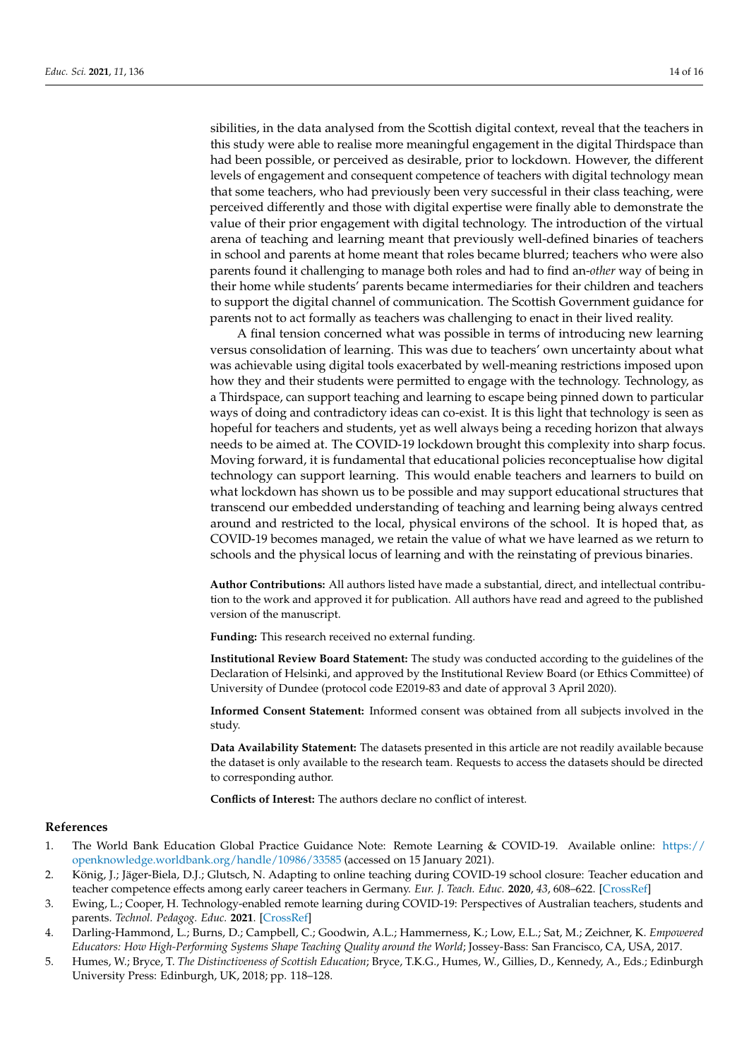sibilities, in the data analysed from the Scottish digital context, reveal that the teachers in this study were able to realise more meaningful engagement in the digital Thirdspace than had been possible, or perceived as desirable, prior to lockdown. However, the different levels of engagement and consequent competence of teachers with digital technology mean that some teachers, who had previously been very successful in their class teaching, were perceived differently and those with digital expertise were finally able to demonstrate the value of their prior engagement with digital technology. The introduction of the virtual arena of teaching and learning meant that previously well-defined binaries of teachers in school and parents at home meant that roles became blurred; teachers who were also parents found it challenging to manage both roles and had to find an-*other* way of being in their home while students' parents became intermediaries for their children and teachers to support the digital channel of communication. The Scottish Government guidance for parents not to act formally as teachers was challenging to enact in their lived reality.

A final tension concerned what was possible in terms of introducing new learning versus consolidation of learning. This was due to teachers' own uncertainty about what was achievable using digital tools exacerbated by well-meaning restrictions imposed upon how they and their students were permitted to engage with the technology. Technology, as a Thirdspace, can support teaching and learning to escape being pinned down to particular ways of doing and contradictory ideas can co-exist. It is this light that technology is seen as hopeful for teachers and students, yet as well always being a receding horizon that always needs to be aimed at. The COVID-19 lockdown brought this complexity into sharp focus. Moving forward, it is fundamental that educational policies reconceptualise how digital technology can support learning. This would enable teachers and learners to build on what lockdown has shown us to be possible and may support educational structures that transcend our embedded understanding of teaching and learning being always centred around and restricted to the local, physical environs of the school. It is hoped that, as COVID-19 becomes managed, we retain the value of what we have learned as we return to schools and the physical locus of learning and with the reinstating of previous binaries.

**Author Contributions:** All authors listed have made a substantial, direct, and intellectual contribution to the work and approved it for publication. All authors have read and agreed to the published version of the manuscript.

**Funding:** This research received no external funding.

**Institutional Review Board Statement:** The study was conducted according to the guidelines of the Declaration of Helsinki, and approved by the Institutional Review Board (or Ethics Committee) of University of Dundee (protocol code E2019-83 and date of approval 3 April 2020).

**Informed Consent Statement:** Informed consent was obtained from all subjects involved in the study.

**Data Availability Statement:** The datasets presented in this article are not readily available because the dataset is only available to the research team. Requests to access the datasets should be directed to corresponding author.

**Conflicts of Interest:** The authors declare no conflict of interest.

## References

1. The World Bank Education Global Practice Guidance Note: Remote Learning & COVID-19. Available online: https://openknowledge.worldbank.org/handle/10986/33585 (accessed on 15 January 2021).
2. König, J.; Jäger-Biela, D.J.; Glutsch, N. Adapting to online teaching during COVID-19 school closure: Teacher education and teacher competence effects among early career teachers in Germany. *Eur. J. Teach. Educ.* **2020**, *43*, 608–622. [CrossRef]
3. Ewing, L.; Cooper, H. Technology-enabled remote learning during COVID-19: Perspectives of Australian teachers, students and parents. *Technol. Pedagog. Educ.* **2021**. [CrossRef]
4. Darling-Hammond, L.; Burns, D.; Campbell, C.; Goodwin, A.L.; Hammerness, K.; Low, E.L.; Sat, M.; Zeichner, K. *Empowered Educators: How High-Performing Systems Shape Teaching Quality around the World*; Jossey-Bass: San Francisco, CA, USA, 2017.
5. Humes, W.; Bryce, T. *The Distinctiveness of Scottish Education*; Bryce, T.K.G., Humes, W., Gillies, D., Kennedy, A., Eds.; Edinburgh University Press: Edinburgh, UK, 2018; pp. 118–128.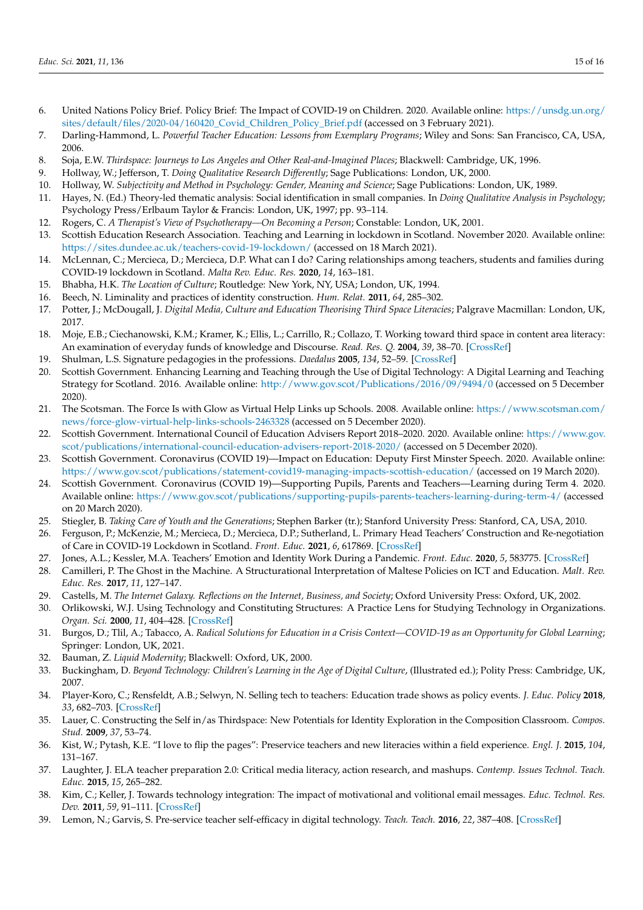6. United Nations Policy Brief. Policy Brief: The Impact of COVID-19 on Children. 2020. Available online: https://unsdg.un.org/sites/default/files/2020-04/160420_Covid_Children_Policy_Brief.pdf (accessed on 3 February 2021).
7. Darling-Hammond, L. *Powerful Teacher Education: Lessons from Exemplary Programs*; Wiley and Sons: San Francisco, CA, USA, 2006.
8. Soja, E.W. *Thirdspace: Journeys to Los Angeles and Other Real-and-Imagined Places*; Blackwell: Cambridge, UK, 1996.
9. Hollway, W.; Jefferson, T. *Doing Qualitative Research Differently*; Sage Publications: London, UK, 2000.
10. Hollway, W. *Subjectivity and Method in Psychology: Gender, Meaning and Science*; Sage Publications: London, UK, 1989.
11. Hayes, N. (Ed.) Theory-led thematic analysis: Social identification in small companies. In *Doing Qualitative Analysis in Psychology*; Psychology Press/Erlbaum Taylor & Francis: London, UK, 1997; pp. 93–114.
12. Rogers, C. *A Therapist's View of Psychotherapy—On Becoming a Person*; Constable: London, UK, 2001.
13. Scottish Education Research Association. Teaching and Learning in lockdown in Scotland. November 2020. Available online: https://sites.dundee.ac.uk/teachers-covid-19-lockdown/ (accessed on 18 March 2021).
14. McLennan, C.; Mercieca, D.; Mercieca, D.P. What can I do? Caring relationships among teachers, students and families during COVID-19 lockdown in Scotland. *Malta Rev. Educ. Res.* **2020**, *14*, 163–181.
15. Bhabha, H.K. *The Location of Culture*; Routledge: New York, NY, USA; London, UK, 1994.
16. Beech, N. Liminality and practices of identity construction. *Hum. Relat.* **2011**, *64*, 285–302.
17. Potter, J.; McDougall, J. *Digital Media, Culture and Education Theorising Third Space Literacies*; Palgrave Macmillan: London, UK, 2017.
18. Moje, E.B.; Ciechanowski, K.M.; Kramer, K.; Ellis, L.; Carrillo, R.; Collazo, T. Working toward third space in content area literacy: An examination of everyday funds of knowledge and Discourse. *Read. Res. Q.* **2004**, *39*, 38–70. [CrossRef]
19. Shulman, L.S. Signature pedagogies in the professions. *Daedalus* **2005**, *134*, 52–59. [CrossRef]
20. Scottish Government. Enhancing Learning and Teaching through the Use of Digital Technology: A Digital Learning and Teaching Strategy for Scotland. 2016. Available online: http://www.gov.scot/Publications/2016/09/9494/0 (accessed on 5 December 2020).
21. The Scotsman. The Force Is with Glow as Virtual Help Links up Schools. 2008. Available online: https://www.scotsman.com/news/force-glow-virtual-help-links-schools-2463328 (accessed on 5 December 2020).
22. Scottish Government. International Council of Education Advisers Report 2018–2020. 2020. Available online: https://www.gov.scot/publications/international-council-education-advisers-report-2018-2020/ (accessed on 5 December 2020).
23. Scottish Government. Coronavirus (COVID 19)—Impact on Education: Deputy First Minster Speech. 2020. Available online: https://www.gov.scot/publications/statement-covid19-managing-impacts-scottish-education/ (accessed on 19 March 2020).
24. Scottish Government. Coronavirus (COVID 19)—Supporting Pupils, Parents and Teachers—Learning during Term 4. 2020. Available online: https://www.gov.scot/publications/supporting-pupils-parents-teachers-learning-during-term-4/ (accessed on 20 March 2020).
25. Stiegler, B. *Taking Care of Youth and the Generations*; Stephen Barker (tr.); Stanford University Press: Stanford, CA, USA, 2010.
26. Ferguson, P.; McKenzie, M.; Mercieca, D.; Mercieca, D.P.; Sutherland, L. Primary Head Teachers' Construction and Re-negotiation of Care in COVID-19 Lockdown in Scotland. *Front. Educ.* **2021**, *6*, 617869. [CrossRef]
27. Jones, A.L.; Kessler, M.A. Teachers' Emotion and Identity Work During a Pandemic. *Front. Educ.* **2020**, *5*, 583775. [CrossRef]
28. Camilleri, P. The Ghost in the Machine. A Structurational Interpretation of Maltese Policies on ICT and Education. *Malt. Rev. Educ. Res.* **2017**, *11*, 127–147.
29. Castells, M. *The Internet Galaxy. Reflections on the Internet, Business, and Society*; Oxford University Press: Oxford, UK, 2002.
30. Orlikowski, W.J. Using Technology and Constituting Structures: A Practice Lens for Studying Technology in Organizations. *Organ. Sci.* **2000**, *11*, 404–428. [CrossRef]
31. Burgos, D.; Tlil, A.; Tabacco, A. *Radical Solutions for Education in a Crisis Context—COVID-19 as an Opportunity for Global Learning*; Springer: London, UK, 2021.
32. Bauman, Z. *Liquid Modernity*; Blackwell: Oxford, UK, 2000.
33. Buckingham, D. *Beyond Technology: Children's Learning in the Age of Digital Culture*, (Illustrated ed.); Polity Press: Cambridge, UK, 2007.
34. Player-Koro, C.; Rensfeldt, A.B.; Selwyn, N. Selling tech to teachers: Education trade shows as policy events. *J. Educ. Policy* **2018**, *33*, 682–703. [CrossRef]
35. Lauer, C. Constructing the Self in/as Thirdspace: New Potentials for Identity Exploration in the Composition Classroom. *Compos. Stud.* **2009**, *37*, 53–74.
36. Kist, W.; Pytash, K.E. "I love to flip the pages": Preservice teachers and new literacies within a field experience. *Engl. J.* **2015**, *104*, 131–167.
37. Laughter, J. ELA teacher preparation 2.0: Critical media literacy, action research, and mashups. *Contemp. Issues Technol. Teach. Educ.* **2015**, *15*, 265–282.
38. Kim, C.; Keller, J. Towards technology integration: The impact of motivational and volitional email messages. *Educ. Technol. Res. Dev.* **2011**, *59*, 91–111. [CrossRef]
39. Lemon, N.; Garvis, S. Pre-service teacher self-efficacy in digital technology. *Teach. Teach.* **2016**, *22*, 387–408. [CrossRef]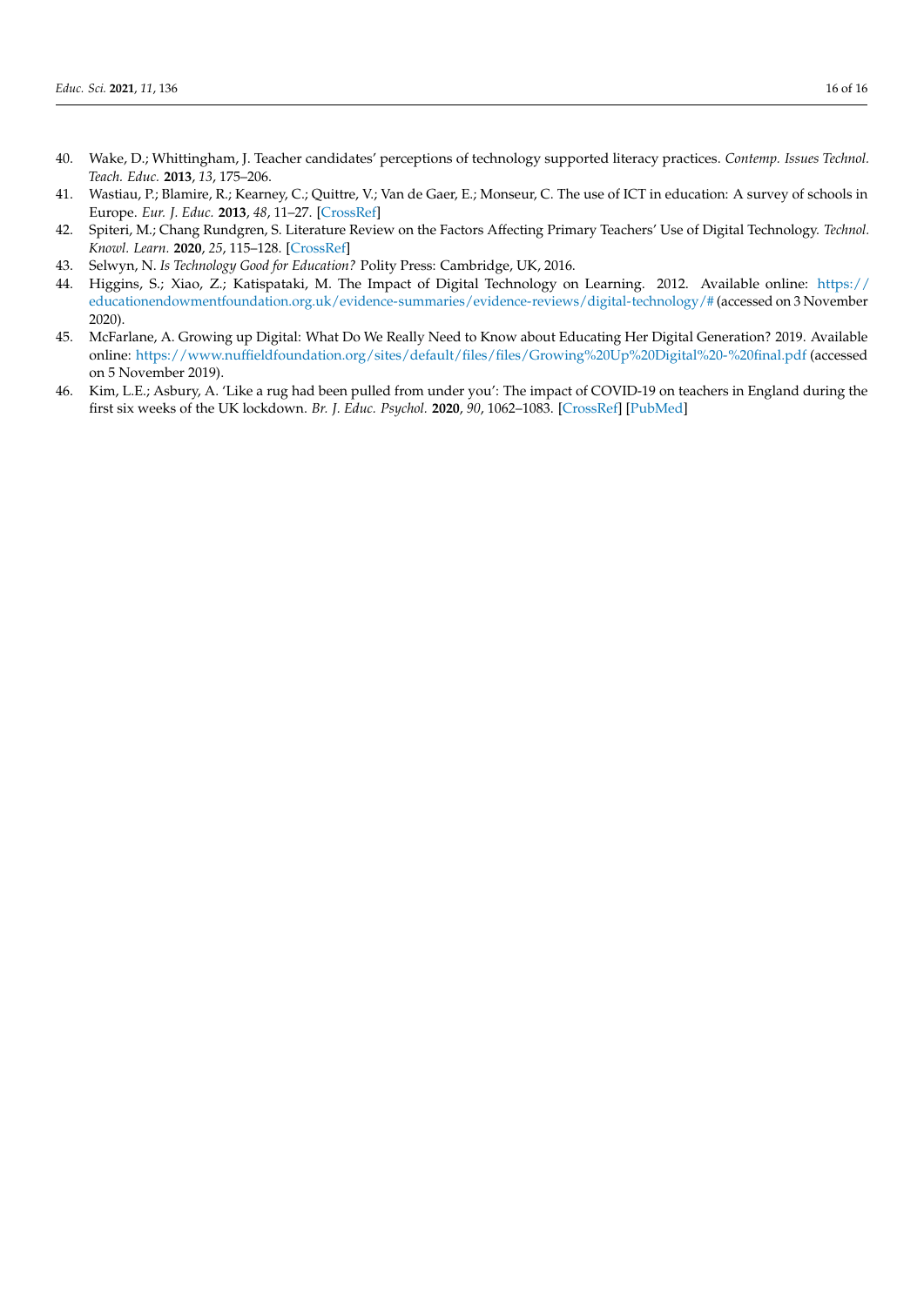40. Wake, D.; Whittingham, J. Teacher candidates' perceptions of technology supported literacy practices. *Contemp. Issues Technol. Teach. Educ.* **2013**, *13*, 175–206.
41. Wastiau, P.; Blamire, R.; Kearney, C.; Quittre, V.; Van de Gaer, E.; Monseur, C. The use of ICT in education: A survey of schools in Europe. *Eur. J. Educ.* **2013**, *48*, 11–27. [CrossRef]
42. Spiteri, M.; Chang Rundgren, S. Literature Review on the Factors Affecting Primary Teachers' Use of Digital Technology. *Technol. Knowl. Learn.* **2020**, *25*, 115–128. [CrossRef]
43. Selwyn, N. *Is Technology Good for Education?* Polity Press: Cambridge, UK, 2016.
44. Higgins, S.; Xiao, Z.; Katispataki, M. The Impact of Digital Technology on Learning. 2012. Available online: https://educationendowmentfoundation.org.uk/evidence-summaries/evidence-reviews/digital-technology/# (accessed on 3 November 2020).
45. McFarlane, A. Growing up Digital: What Do We Really Need to Know about Educating Her Digital Generation? 2019. Available online: https://www.nuffieldfoundation.org/sites/default/files/files/Growing%20Up%20Digital%20-%20final.pdf (accessed on 5 November 2019).
46. Kim, L.E.; Asbury, A. 'Like a rug had been pulled from under you': The impact of COVID-19 on teachers in England during the first six weeks of the UK lockdown. *Br. J. Educ. Psychol.* **2020**, *90*, 1062–1083. [CrossRef] [PubMed]